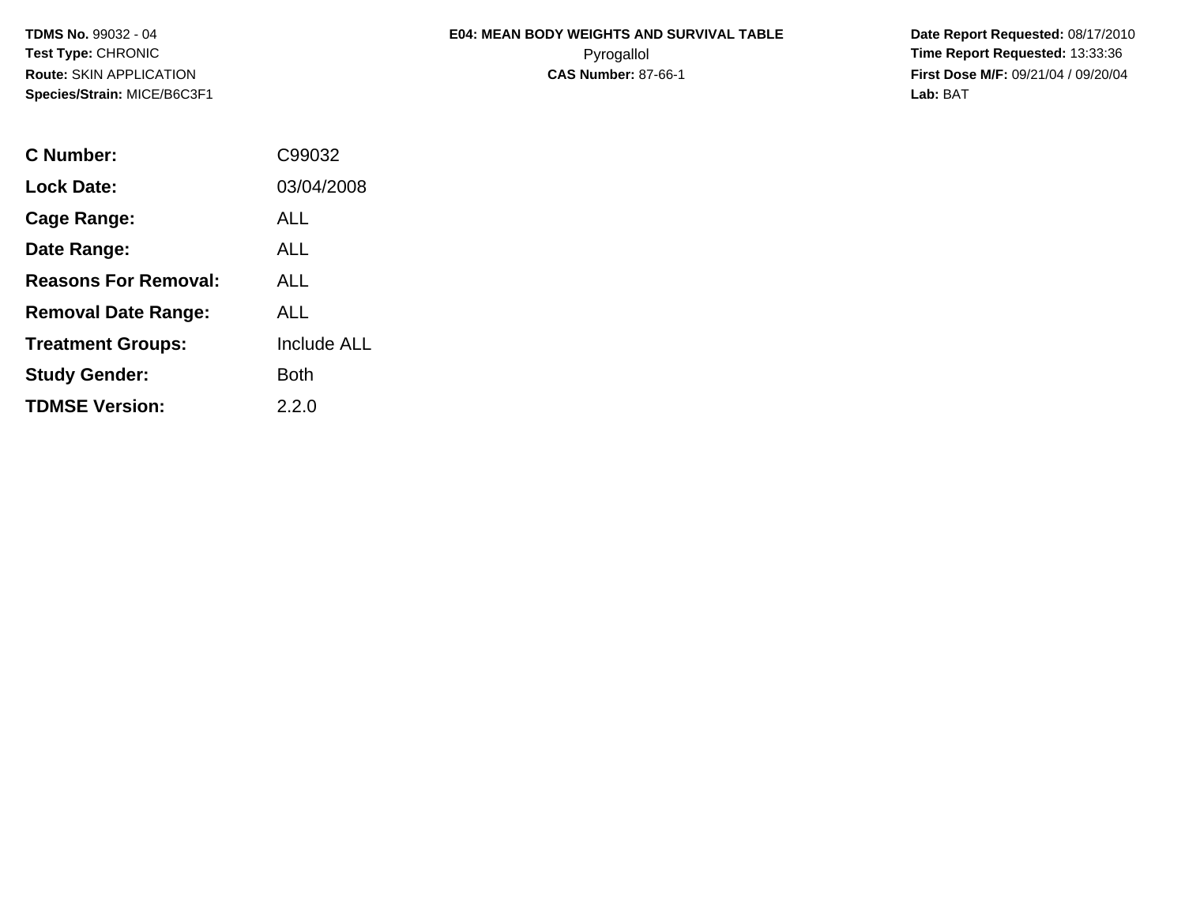**TDMS No.** 99032 - 04
**Test Type:** CHRONIC
**Route:** SKIN APPLICATION
**Species/Strain:** MICE/B6C3F1

**E04: MEAN BODY WEIGHTS AND SURVIVAL TABLE**
Pyrogallol
**CAS Number:** 87-66-1

**Date Report Requested:** 08/17/2010
**Time Report Requested:** 13:33:36
**First Dose M/F:** 09/21/04 / 09/20/04
**Lab:** BAT

| | |
|---|---|
| **C Number:** | C99032 |
| **Lock Date:** | 03/04/2008 |
| **Cage Range:** | ALL |
| **Date Range:** | ALL |
| **Reasons For Removal:** | ALL |
| **Removal Date Range:** | ALL |
| **Treatment Groups:** | Include ALL |
| **Study Gender:** | Both |
| **TDMSE Version:** | 2.2.0 |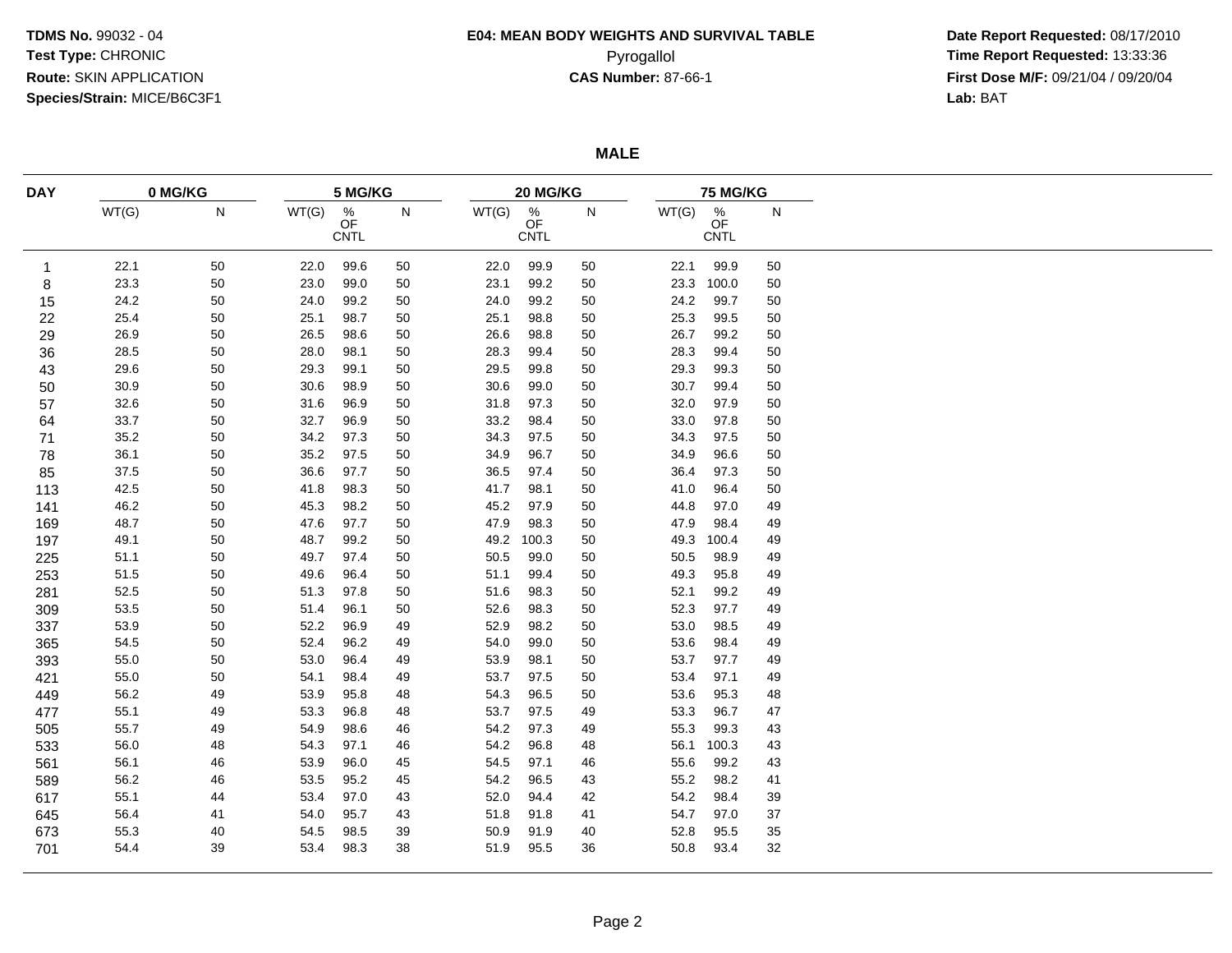**TDMS No.** 99032 - 04
**Test Type:** CHRONIC
**Route:** SKIN APPLICATION
**Species/Strain:** MICE/B6C3F1

**E04: MEAN BODY WEIGHTS AND SURVIVAL TABLE**
Pyrogallol
**CAS Number:** 87-66-1

**Date Report Requested:** 08/17/2010
**Time Report Requested:** 13:33:36
**First Dose M/F:** 09/21/04 / 09/20/04
**Lab:** BAT

## MALE

| DAY | 0 MG/KG | | 5 MG/KG | | | 20 MG/KG | | | 75 MG/KG | | |
|---|---|---|---|---|---|---|---|---|---|---|---|
| | WT(G) | N | WT(G) | % OF CNTL | N | WT(G) | % OF CNTL | N | WT(G) | % OF CNTL | N |
| 1 | 22.1 | 50 | 22.0 | 99.6 | 50 | 22.0 | 99.9 | 50 | 22.1 | 99.9 | 50 |
| 8 | 23.3 | 50 | 23.0 | 99.0 | 50 | 23.1 | 99.2 | 50 | 23.3 | 100.0 | 50 |
| 15 | 24.2 | 50 | 24.0 | 99.2 | 50 | 24.0 | 99.2 | 50 | 24.2 | 99.7 | 50 |
| 22 | 25.4 | 50 | 25.1 | 98.7 | 50 | 25.1 | 98.8 | 50 | 25.3 | 99.5 | 50 |
| 29 | 26.9 | 50 | 26.5 | 98.6 | 50 | 26.6 | 98.8 | 50 | 26.7 | 99.2 | 50 |
| 36 | 28.5 | 50 | 28.0 | 98.1 | 50 | 28.3 | 99.4 | 50 | 28.3 | 99.4 | 50 |
| 43 | 29.6 | 50 | 29.3 | 99.1 | 50 | 29.5 | 99.8 | 50 | 29.3 | 99.3 | 50 |
| 50 | 30.9 | 50 | 30.6 | 98.9 | 50 | 30.6 | 99.0 | 50 | 30.7 | 99.4 | 50 |
| 57 | 32.6 | 50 | 31.6 | 96.9 | 50 | 31.8 | 97.3 | 50 | 32.0 | 97.9 | 50 |
| 64 | 33.7 | 50 | 32.7 | 96.9 | 50 | 33.2 | 98.4 | 50 | 33.0 | 97.8 | 50 |
| 71 | 35.2 | 50 | 34.2 | 97.3 | 50 | 34.3 | 97.5 | 50 | 34.3 | 97.5 | 50 |
| 78 | 36.1 | 50 | 35.2 | 97.5 | 50 | 34.9 | 96.7 | 50 | 34.9 | 96.6 | 50 |
| 85 | 37.5 | 50 | 36.6 | 97.7 | 50 | 36.5 | 97.4 | 50 | 36.4 | 97.3 | 50 |
| 113 | 42.5 | 50 | 41.8 | 98.3 | 50 | 41.7 | 98.1 | 50 | 41.0 | 96.4 | 50 |
| 141 | 46.2 | 50 | 45.3 | 98.2 | 50 | 45.2 | 97.9 | 50 | 44.8 | 97.0 | 49 |
| 169 | 48.7 | 50 | 47.6 | 97.7 | 50 | 47.9 | 98.3 | 50 | 47.9 | 98.4 | 49 |
| 197 | 49.1 | 50 | 48.7 | 99.2 | 50 | 49.2 | 100.3 | 50 | 49.3 | 100.4 | 49 |
| 225 | 51.1 | 50 | 49.7 | 97.4 | 50 | 50.5 | 99.0 | 50 | 50.5 | 98.9 | 49 |
| 253 | 51.5 | 50 | 49.6 | 96.4 | 50 | 51.1 | 99.4 | 50 | 49.3 | 95.8 | 49 |
| 281 | 52.5 | 50 | 51.3 | 97.8 | 50 | 51.6 | 98.3 | 50 | 52.1 | 99.2 | 49 |
| 309 | 53.5 | 50 | 51.4 | 96.1 | 50 | 52.6 | 98.3 | 50 | 52.3 | 97.7 | 49 |
| 337 | 53.9 | 50 | 52.2 | 96.9 | 49 | 52.9 | 98.2 | 50 | 53.0 | 98.5 | 49 |
| 365 | 54.5 | 50 | 52.4 | 96.2 | 49 | 54.0 | 99.0 | 50 | 53.6 | 98.4 | 49 |
| 393 | 55.0 | 50 | 53.0 | 96.4 | 49 | 53.9 | 98.1 | 50 | 53.7 | 97.7 | 49 |
| 421 | 55.0 | 50 | 54.1 | 98.4 | 49 | 53.7 | 97.5 | 50 | 53.4 | 97.1 | 49 |
| 449 | 56.2 | 49 | 53.9 | 95.8 | 48 | 54.3 | 96.5 | 50 | 53.6 | 95.3 | 48 |
| 477 | 55.1 | 49 | 53.3 | 96.8 | 48 | 53.7 | 97.5 | 49 | 53.3 | 96.7 | 47 |
| 505 | 55.7 | 49 | 54.9 | 98.6 | 46 | 54.2 | 97.3 | 49 | 55.3 | 99.3 | 43 |
| 533 | 56.0 | 48 | 54.3 | 97.1 | 46 | 54.2 | 96.8 | 48 | 56.1 | 100.3 | 43 |
| 561 | 56.1 | 46 | 53.9 | 96.0 | 45 | 54.5 | 97.1 | 46 | 55.6 | 99.2 | 43 |
| 589 | 56.2 | 46 | 53.5 | 95.2 | 45 | 54.2 | 96.5 | 43 | 55.2 | 98.2 | 41 |
| 617 | 55.1 | 44 | 53.4 | 97.0 | 43 | 52.0 | 94.4 | 42 | 54.2 | 98.4 | 39 |
| 645 | 56.4 | 41 | 54.0 | 95.7 | 43 | 51.8 | 91.8 | 41 | 54.7 | 97.0 | 37 |
| 673 | 55.3 | 40 | 54.5 | 98.5 | 39 | 50.9 | 91.9 | 40 | 52.8 | 95.5 | 35 |
| 701 | 54.4 | 39 | 53.4 | 98.3 | 38 | 51.9 | 95.5 | 36 | 50.8 | 93.4 | 32 |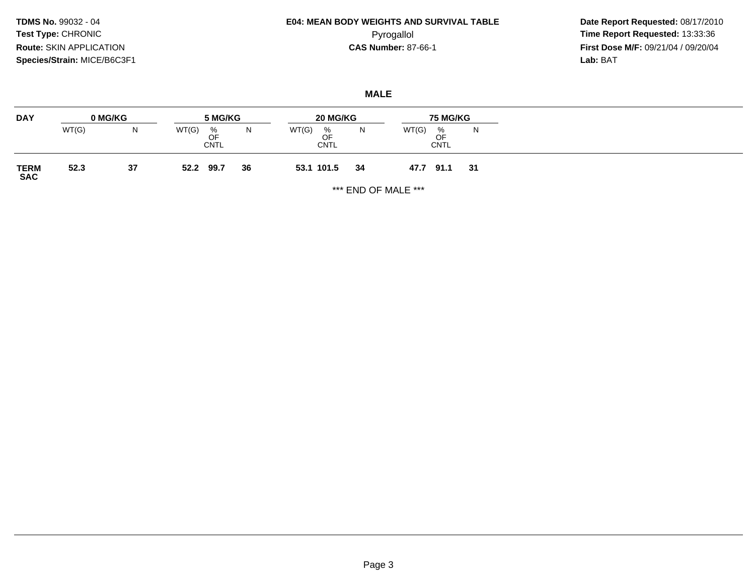**TDMS No.** 99032 - 04
**Test Type:** CHRONIC
**Route:** SKIN APPLICATION
**Species/Strain:** MICE/B6C3F1

**E04: MEAN BODY WEIGHTS AND SURVIVAL TABLE**
Pyrogallol
**CAS Number:** 87-66-1

**Date Report Requested:** 08/17/2010
**Time Report Requested:** 13:33:36
**First Dose M/F:** 09/21/04 / 09/20/04
**Lab:** BAT

## MALE

| DAY | 0 MG/KG | | 5 MG/KG | | | 20 MG/KG | | | 75 MG/KG | | |
|---|---|---|---|---|---|---|---|---|---|---|---|
| | WT(G) | N | WT(G) | % OF CNTL | N | WT(G) | % OF CNTL | N | WT(G) | % OF CNTL | N |
| **TERM SAC** | **52.3** | **37** | **52.2** | **99.7** | **36** | **53.1** | **101.5** | **34** | **47.7** | **91.1** | **31** |

*** END OF MALE ***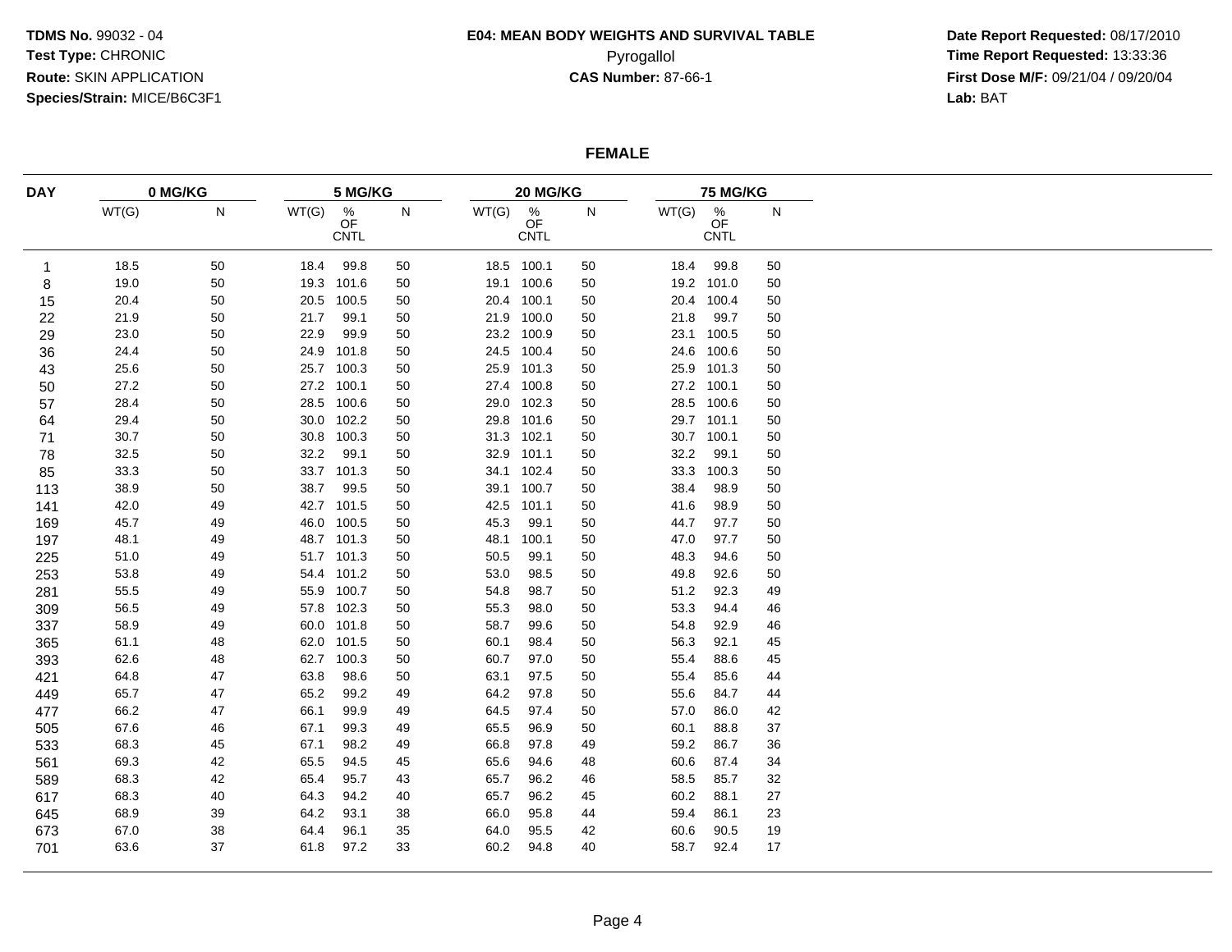**TDMS No.** 99032 - 04
**Test Type:** CHRONIC
**Route:** SKIN APPLICATION
**Species/Strain:** MICE/B6C3F1

**E04: MEAN BODY WEIGHTS AND SURVIVAL TABLE**
Pyrogallol
**CAS Number:** 87-66-1

**Date Report Requested:** 08/17/2010
**Time Report Requested:** 13:33:36
**First Dose M/F:** 09/21/04 / 09/20/04
**Lab:** BAT

## FEMALE

| DAY | 0 MG/KG | | 5 MG/KG | | | 20 MG/KG | | | 75 MG/KG | | |
|---|---|---|---|---|---|---|---|---|---|---|---|
| | WT(G) | N | WT(G) | % OF CNTL | N | WT(G) | % OF CNTL | N | WT(G) | % OF CNTL | N |
| 1 | 18.5 | 50 | 18.4 | 99.8 | 50 | 18.5 | 100.1 | 50 | 18.4 | 99.8 | 50 |
| 8 | 19.0 | 50 | 19.3 | 101.6 | 50 | 19.1 | 100.6 | 50 | 19.2 | 101.0 | 50 |
| 15 | 20.4 | 50 | 20.5 | 100.5 | 50 | 20.4 | 100.1 | 50 | 20.4 | 100.4 | 50 |
| 22 | 21.9 | 50 | 21.7 | 99.1 | 50 | 21.9 | 100.0 | 50 | 21.8 | 99.7 | 50 |
| 29 | 23.0 | 50 | 22.9 | 99.9 | 50 | 23.2 | 100.9 | 50 | 23.1 | 100.5 | 50 |
| 36 | 24.4 | 50 | 24.9 | 101.8 | 50 | 24.5 | 100.4 | 50 | 24.6 | 100.6 | 50 |
| 43 | 25.6 | 50 | 25.7 | 100.3 | 50 | 25.9 | 101.3 | 50 | 25.9 | 101.3 | 50 |
| 50 | 27.2 | 50 | 27.2 | 100.1 | 50 | 27.4 | 100.8 | 50 | 27.2 | 100.1 | 50 |
| 57 | 28.4 | 50 | 28.5 | 100.6 | 50 | 29.0 | 102.3 | 50 | 28.5 | 100.6 | 50 |
| 64 | 29.4 | 50 | 30.0 | 102.2 | 50 | 29.8 | 101.6 | 50 | 29.7 | 101.1 | 50 |
| 71 | 30.7 | 50 | 30.8 | 100.3 | 50 | 31.3 | 102.1 | 50 | 30.7 | 100.1 | 50 |
| 78 | 32.5 | 50 | 32.2 | 99.1 | 50 | 32.9 | 101.1 | 50 | 32.2 | 99.1 | 50 |
| 85 | 33.3 | 50 | 33.7 | 101.3 | 50 | 34.1 | 102.4 | 50 | 33.3 | 100.3 | 50 |
| 113 | 38.9 | 50 | 38.7 | 99.5 | 50 | 39.1 | 100.7 | 50 | 38.4 | 98.9 | 50 |
| 141 | 42.0 | 49 | 42.7 | 101.5 | 50 | 42.5 | 101.1 | 50 | 41.6 | 98.9 | 50 |
| 169 | 45.7 | 49 | 46.0 | 100.5 | 50 | 45.3 | 99.1 | 50 | 44.7 | 97.7 | 50 |
| 197 | 48.1 | 49 | 48.7 | 101.3 | 50 | 48.1 | 100.1 | 50 | 47.0 | 97.7 | 50 |
| 225 | 51.0 | 49 | 51.7 | 101.3 | 50 | 50.5 | 99.1 | 50 | 48.3 | 94.6 | 50 |
| 253 | 53.8 | 49 | 54.4 | 101.2 | 50 | 53.0 | 98.5 | 50 | 49.8 | 92.6 | 50 |
| 281 | 55.5 | 49 | 55.9 | 100.7 | 50 | 54.8 | 98.7 | 50 | 51.2 | 92.3 | 49 |
| 309 | 56.5 | 49 | 57.8 | 102.3 | 50 | 55.3 | 98.0 | 50 | 53.3 | 94.4 | 46 |
| 337 | 58.9 | 49 | 60.0 | 101.8 | 50 | 58.7 | 99.6 | 50 | 54.8 | 92.9 | 46 |
| 365 | 61.1 | 48 | 62.0 | 101.5 | 50 | 60.1 | 98.4 | 50 | 56.3 | 92.1 | 45 |
| 393 | 62.6 | 48 | 62.7 | 100.3 | 50 | 60.7 | 97.0 | 50 | 55.4 | 88.6 | 45 |
| 421 | 64.8 | 47 | 63.8 | 98.6 | 50 | 63.1 | 97.5 | 50 | 55.4 | 85.6 | 44 |
| 449 | 65.7 | 47 | 65.2 | 99.2 | 49 | 64.2 | 97.8 | 50 | 55.6 | 84.7 | 44 |
| 477 | 66.2 | 47 | 66.1 | 99.9 | 49 | 64.5 | 97.4 | 50 | 57.0 | 86.0 | 42 |
| 505 | 67.6 | 46 | 67.1 | 99.3 | 49 | 65.5 | 96.9 | 50 | 60.1 | 88.8 | 37 |
| 533 | 68.3 | 45 | 67.1 | 98.2 | 49 | 66.8 | 97.8 | 49 | 59.2 | 86.7 | 36 |
| 561 | 69.3 | 42 | 65.5 | 94.5 | 45 | 65.6 | 94.6 | 48 | 60.6 | 87.4 | 34 |
| 589 | 68.3 | 42 | 65.4 | 95.7 | 43 | 65.7 | 96.2 | 46 | 58.5 | 85.7 | 32 |
| 617 | 68.3 | 40 | 64.3 | 94.2 | 40 | 65.7 | 96.2 | 45 | 60.2 | 88.1 | 27 |
| 645 | 68.9 | 39 | 64.2 | 93.1 | 38 | 66.0 | 95.8 | 44 | 59.4 | 86.1 | 23 |
| 673 | 67.0 | 38 | 64.4 | 96.1 | 35 | 64.0 | 95.5 | 42 | 60.6 | 90.5 | 19 |
| 701 | 63.6 | 37 | 61.8 | 97.2 | 33 | 60.2 | 94.8 | 40 | 58.7 | 92.4 | 17 |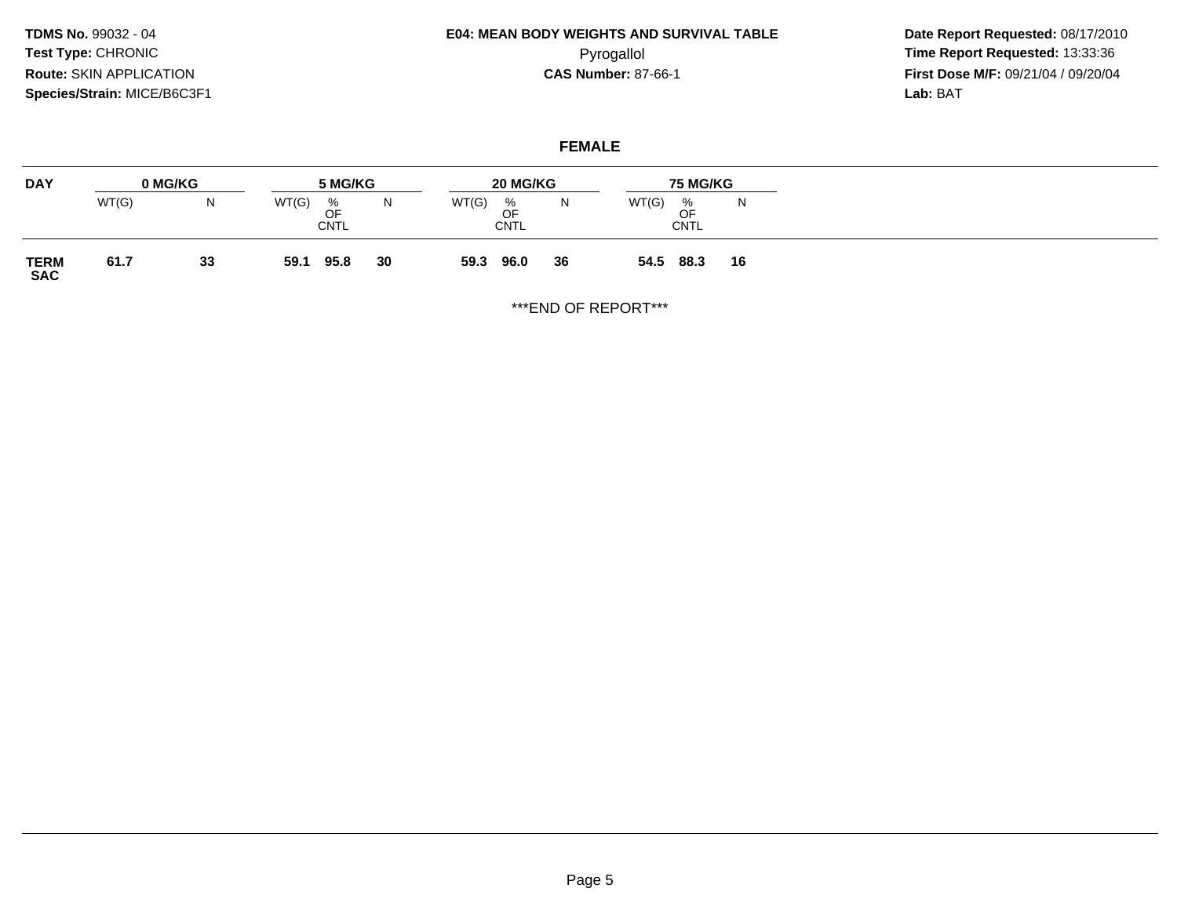**TDMS No.** 99032 - 04
**Test Type:** CHRONIC
**Route:** SKIN APPLICATION
**Species/Strain:** MICE/B6C3F1

**E04: MEAN BODY WEIGHTS AND SURVIVAL TABLE**
Pyrogallol
**CAS Number:** 87-66-1

**Date Report Requested:** 08/17/2010
**Time Report Requested:** 13:33:36
**First Dose M/F:** 09/21/04 / 09/20/04
**Lab:** BAT

## FEMALE

| DAY | 0 MG/KG | | 5 MG/KG | | | 20 MG/KG | | | 75 MG/KG | | |
|---|---|---|---|---|---|---|---|---|---|---|---|
| | WT(G) | N | WT(G) | % OF CNTL | N | WT(G) | % OF CNTL | N | WT(G) | % OF CNTL | N |
| **TERM SAC** | **61.7** | **33** | **59.1** | **95.8** | **30** | **59.3** | **96.0** | **36** | **54.5** | **88.3** | **16** |

***END OF REPORT***